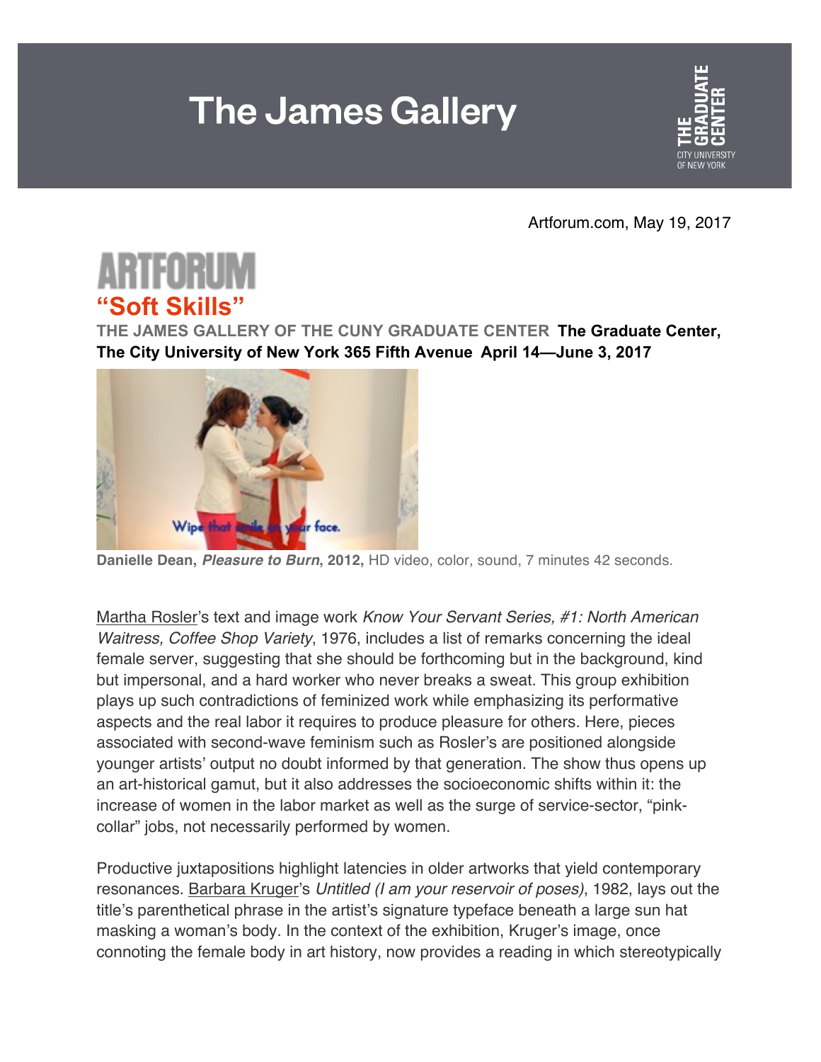# The James Gallery

Artforum.com, May 19, 2017

ARTFORUM

## "Soft Skills"

**THE JAMES GALLERY OF THE CUNY GRADUATE CENTER The Graduate Center, The City University of New York 365 Fifth Avenue April 14—June 3, 2017**

**Danielle Dean, *Pleasure to Burn*, 2012,** HD video, color, sound, 7 minutes 42 seconds.

Martha Rosler's text and image work *Know Your Servant Series, #1: North American Waitress, Coffee Shop Variety*, 1976, includes a list of remarks concerning the ideal female server, suggesting that she should be forthcoming but in the background, kind but impersonal, and a hard worker who never breaks a sweat. This group exhibition plays up such contradictions of feminized work while emphasizing its performative aspects and the real labor it requires to produce pleasure for others. Here, pieces associated with second-wave feminism such as Rosler's are positioned alongside younger artists' output no doubt informed by that generation. The show thus opens up an art-historical gamut, but it also addresses the socioeconomic shifts within it: the increase of women in the labor market as well as the surge of service-sector, "pink-collar" jobs, not necessarily performed by women.

Productive juxtapositions highlight latencies in older artworks that yield contemporary resonances. Barbara Kruger's *Untitled (I am your reservoir of poses)*, 1982, lays out the title's parenthetical phrase in the artist's signature typeface beneath a large sun hat masking a woman's body. In the context of the exhibition, Kruger's image, once connoting the female body in art history, now provides a reading in which stereotypically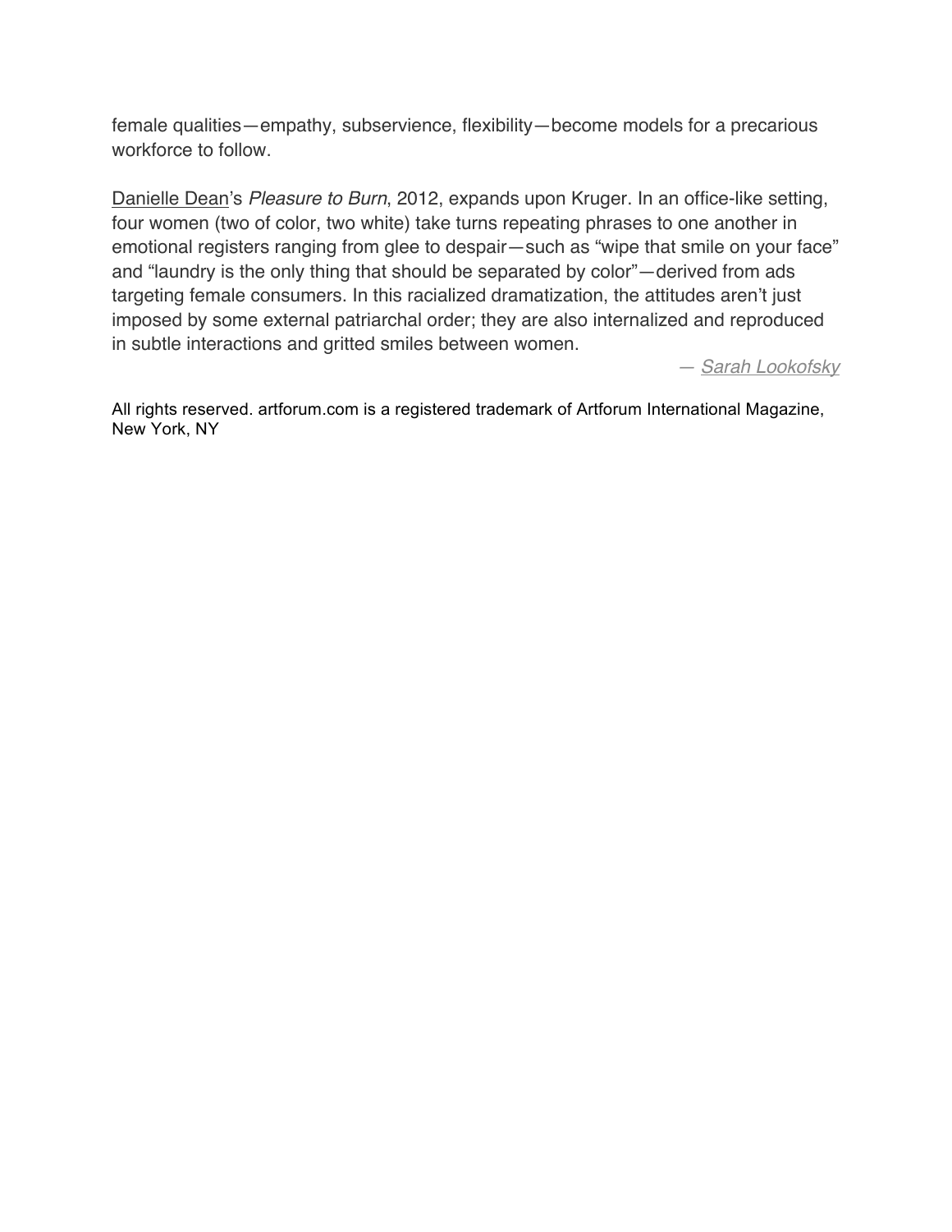female qualities—empathy, subservience, flexibility—become models for a precarious workforce to follow.

Danielle Dean's *Pleasure to Burn*, 2012, expands upon Kruger. In an office-like setting, four women (two of color, two white) take turns repeating phrases to one another in emotional registers ranging from glee to despair—such as "wipe that smile on your face" and "laundry is the only thing that should be separated by color"—derived from ads targeting female consumers. In this racialized dramatization, the attitudes aren't just imposed by some external patriarchal order; they are also internalized and reproduced in subtle interactions and gritted smiles between women.

— *Sarah Lookofsky*

All rights reserved. artforum.com is a registered trademark of Artforum International Magazine, New York, NY